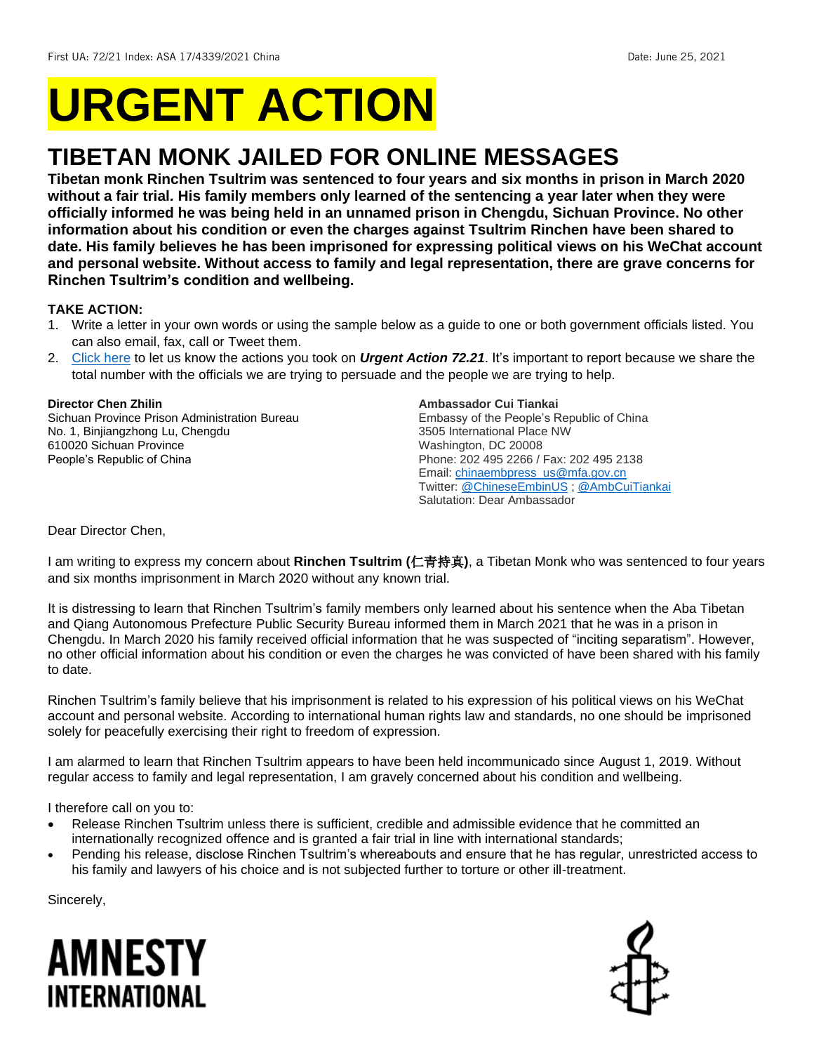First UA: 72/21 Index: ASA 17/4339/2021 China

Date: June 25, 2021

# URGENT ACTION

## TIBETAN MONK JAILED FOR ONLINE MESSAGES

**Tibetan monk Rinchen Tsultrim was sentenced to four years and six months in prison in March 2020 without a fair trial. His family members only learned of the sentencing a year later when they were officially informed he was being held in an unnamed prison in Chengdu, Sichuan Province. No other information about his condition or even the charges against Tsultrim Rinchen have been shared to date. His family believes he has been imprisoned for expressing political views on his WeChat account and personal website. Without access to family and legal representation, there are grave concerns for Rinchen Tsultrim's condition and wellbeing.**

**TAKE ACTION:**

1. Write a letter in your own words or using the sample below as a guide to one or both government officials listed. You can also email, fax, call or Tweet them.
2. Click here to let us know the actions you took on ***Urgent Action 72.21***. It's important to report because we share the total number with the officials we are trying to persuade and the people we are trying to help.

**Director Chen Zhilin**
Sichuan Province Prison Administration Bureau
No. 1, Binjiangzhong Lu, Chengdu
610020 Sichuan Province
People's Republic of China

**Ambassador Cui Tiankai**
Embassy of the People's Republic of China
3505 International Place NW
Washington, DC 20008
Phone: 202 495 2266 / Fax: 202 495 2138
Email: chinaembpress_us@mfa.gov.cn
Twitter: @ChineseEmbinUS ; @AmbCuiTiankai
Salutation: Dear Ambassador

Dear Director Chen,

I am writing to express my concern about **Rinchen Tsultrim (仁青持真)**, a Tibetan Monk who was sentenced to four years and six months imprisonment in March 2020 without any known trial.

It is distressing to learn that Rinchen Tsultrim's family members only learned about his sentence when the Aba Tibetan and Qiang Autonomous Prefecture Public Security Bureau informed them in March 2021 that he was in a prison in Chengdu. In March 2020 his family received official information that he was suspected of "inciting separatism". However, no other official information about his condition or even the charges he was convicted of have been shared with his family to date.

Rinchen Tsultrim's family believe that his imprisonment is related to his expression of his political views on his WeChat account and personal website. According to international human rights law and standards, no one should be imprisoned solely for peacefully exercising their right to freedom of expression.

I am alarmed to learn that Rinchen Tsultrim appears to have been held incommunicado since August 1, 2019. Without regular access to family and legal representation, I am gravely concerned about his condition and wellbeing.

I therefore call on you to:

- Release Rinchen Tsultrim unless there is sufficient, credible and admissible evidence that he committed an internationally recognized offence and is granted a fair trial in line with international standards;
- Pending his release, disclose Rinchen Tsultrim's whereabouts and ensure that he has regular, unrestricted access to his family and lawyers of his choice and is not subjected further to torture or other ill-treatment.

Sincerely,

AMNESTY INTERNATIONAL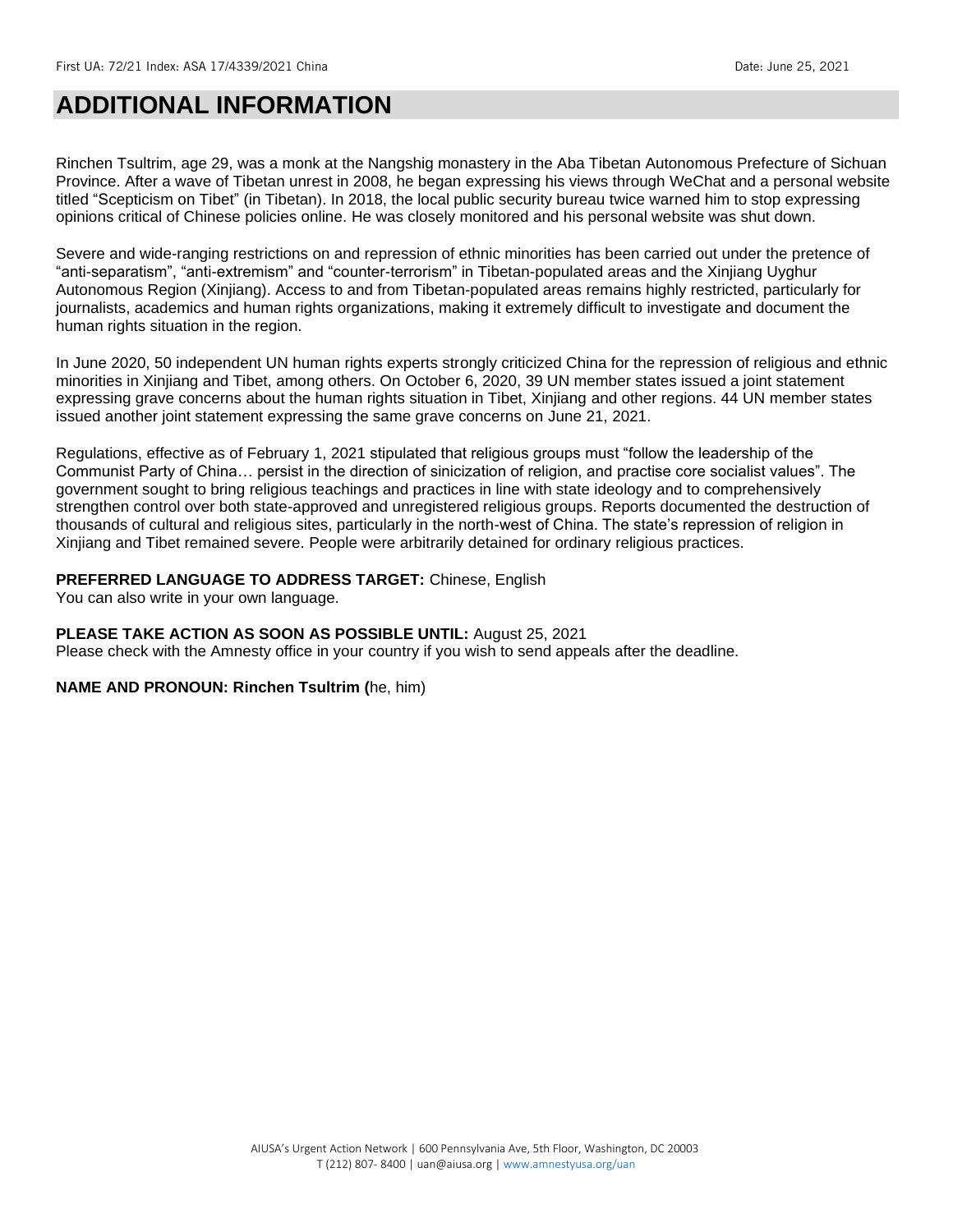## ADDITIONAL INFORMATION

Rinchen Tsultrim, age 29, was a monk at the Nangshig monastery in the Aba Tibetan Autonomous Prefecture of Sichuan Province. After a wave of Tibetan unrest in 2008, he began expressing his views through WeChat and a personal website titled "Scepticism on Tibet" (in Tibetan). In 2018, the local public security bureau twice warned him to stop expressing opinions critical of Chinese policies online. He was closely monitored and his personal website was shut down.

Severe and wide-ranging restrictions on and repression of ethnic minorities has been carried out under the pretence of "anti-separatism", "anti-extremism" and "counter-terrorism" in Tibetan-populated areas and the Xinjiang Uyghur Autonomous Region (Xinjiang). Access to and from Tibetan-populated areas remains highly restricted, particularly for journalists, academics and human rights organizations, making it extremely difficult to investigate and document the human rights situation in the region.

In June 2020, 50 independent UN human rights experts strongly criticized China for the repression of religious and ethnic minorities in Xinjiang and Tibet, among others. On October 6, 2020, 39 UN member states issued a joint statement expressing grave concerns about the human rights situation in Tibet, Xinjiang and other regions. 44 UN member states issued another joint statement expressing the same grave concerns on June 21, 2021.

Regulations, effective as of February 1, 2021 stipulated that religious groups must "follow the leadership of the Communist Party of China… persist in the direction of sinicization of religion, and practise core socialist values". The government sought to bring religious teachings and practices in line with state ideology and to comprehensively strengthen control over both state-approved and unregistered religious groups. Reports documented the destruction of thousands of cultural and religious sites, particularly in the north-west of China. The state's repression of religion in Xinjiang and Tibet remained severe. People were arbitrarily detained for ordinary religious practices.

**PREFERRED LANGUAGE TO ADDRESS TARGET:** Chinese, English
You can also write in your own language.

**PLEASE TAKE ACTION AS SOON AS POSSIBLE UNTIL:** August 25, 2021
Please check with the Amnesty office in your country if you wish to send appeals after the deadline.

**NAME AND PRONOUN: Rinchen Tsultrim (**he, him)